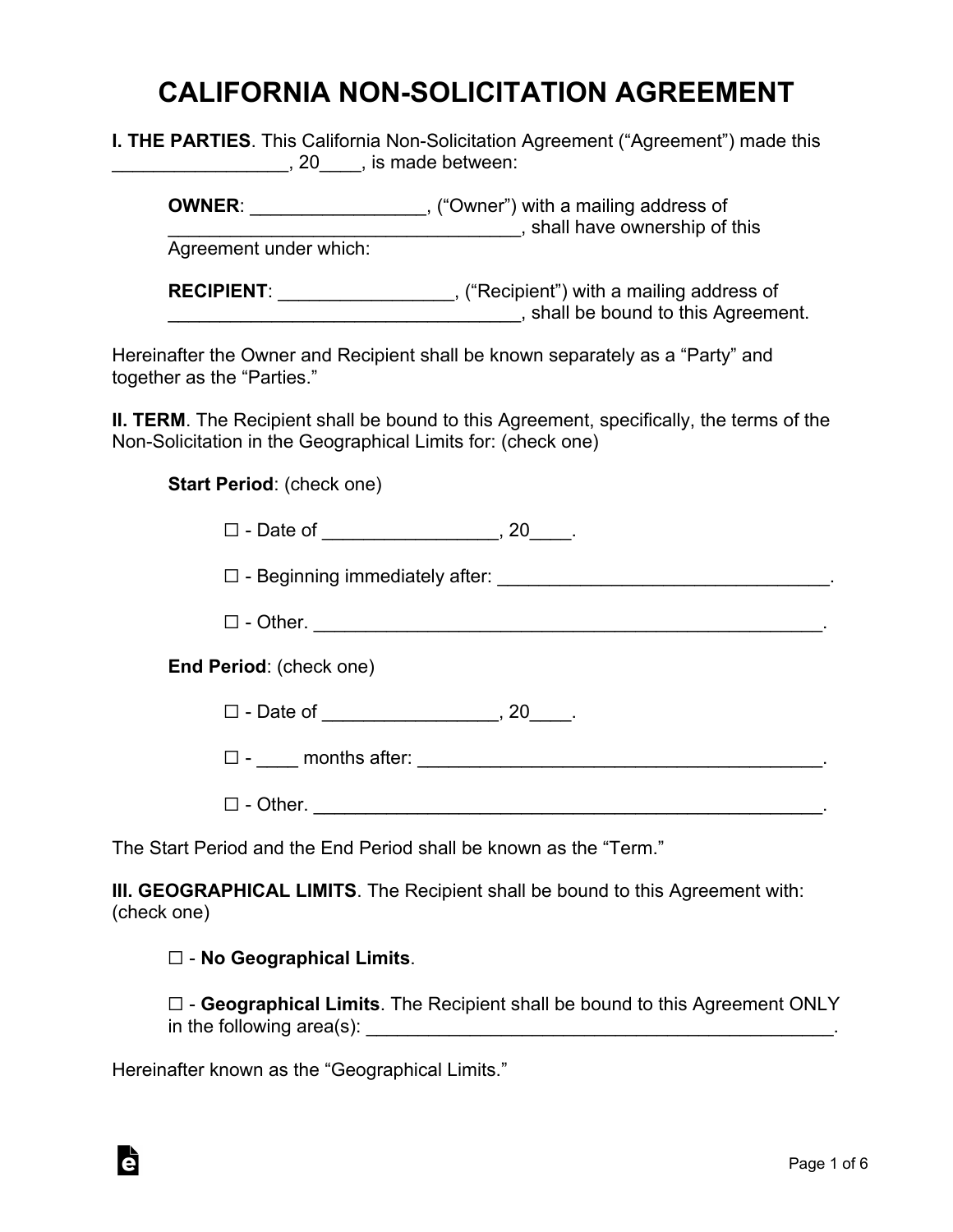# CALIFORNIA NON-SOLICITATION AGREEMENT

**I. THE PARTIES**. This California Non-Solicitation Agreement ("Agreement") made this _________________, 20____, is made between:

> **OWNER**: _________________, ("Owner") with a mailing address of ___________________________________, shall have ownership of this Agreement under which:
>
> **RECIPIENT**: _________________, ("Recipient") with a mailing address of ___________________________________, shall be bound to this Agreement.

Hereinafter the Owner and Recipient shall be known separately as a "Party" and together as the "Parties."

**II. TERM**. The Recipient shall be bound to this Agreement, specifically, the terms of the Non-Solicitation in the Geographical Limits for: (check one)

> **Start Period**: (check one)
>
> ☐ - Date of _________________, 20____.
>
> ☐ - Beginning immediately after: _________________________________.
>
> ☐ - Other. ___________________________________________________.
>
> **End Period**: (check one)
>
> ☐ - Date of _________________, 20____.
>
> ☐ - ____ months after: _________________________________________.
>
> ☐ - Other. ___________________________________________________.

The Start Period and the End Period shall be known as the "Term."

**III. GEOGRAPHICAL LIMITS**. The Recipient shall be bound to this Agreement with: (check one)

> ☐ - **No Geographical Limits**.
>
> ☐ - **Geographical Limits**. The Recipient shall be bound to this Agreement ONLY in the following area(s): ______________________________________________.

Hereinafter known as the "Geographical Limits."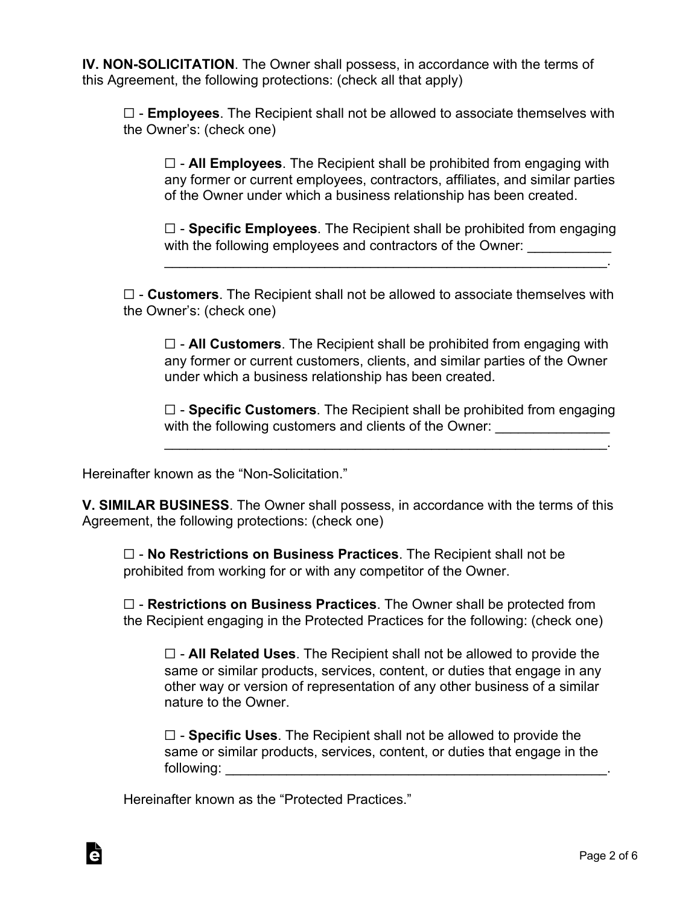**IV. NON-SOLICITATION**. The Owner shall possess, in accordance with the terms of this Agreement, the following protections: (check all that apply)

> ☐ - **Employees**. The Recipient shall not be allowed to associate themselves with the Owner's: (check one)
>
> > ☐ - **All Employees**. The Recipient shall be prohibited from engaging with any former or current employees, contractors, affiliates, and similar parties of the Owner under which a business relationship has been created.
> >
> > ☐ - **Specific Employees**. The Recipient shall be prohibited from engaging with the following employees and contractors of the Owner: ___________ ____________________________________________________________.
>
> ☐ - **Customers**. The Recipient shall not be allowed to associate themselves with the Owner's: (check one)
>
> > ☐ - **All Customers**. The Recipient shall be prohibited from engaging with any former or current customers, clients, and similar parties of the Owner under which a business relationship has been created.
> >
> > ☐ - **Specific Customers**. The Recipient shall be prohibited from engaging with the following customers and clients of the Owner: _______________ ____________________________________________________________.

Hereinafter known as the "Non-Solicitation."

**V. SIMILAR BUSINESS**. The Owner shall possess, in accordance with the terms of this Agreement, the following protections: (check one)

> ☐ - **No Restrictions on Business Practices**. The Recipient shall not be prohibited from working for or with any competitor of the Owner.
>
> ☐ - **Restrictions on Business Practices**. The Owner shall be protected from the Recipient engaging in the Protected Practices for the following: (check one)
>
> > ☐ - **All Related Uses**. The Recipient shall not be allowed to provide the same or similar products, services, content, or duties that engage in any other way or version of representation of any other business of a similar nature to the Owner.
> >
> > ☐ - **Specific Uses**. The Recipient shall not be allowed to provide the same or similar products, services, content, or duties that engage in the following: _____________________________________________________.
>
> Hereinafter known as the "Protected Practices."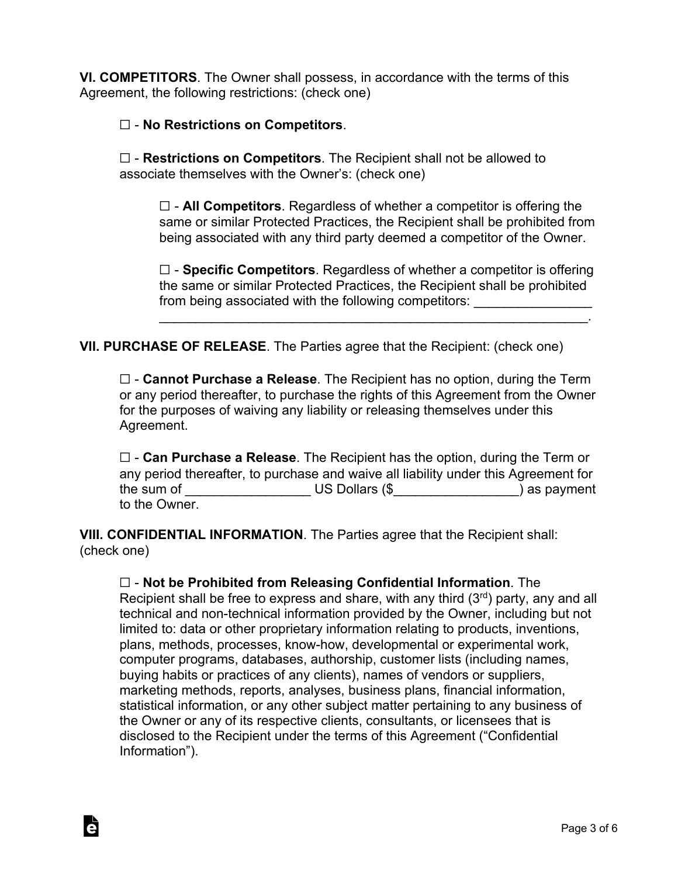**VI. COMPETITORS**. The Owner shall possess, in accordance with the terms of this Agreement, the following restrictions: (check one)

☐ - **No Restrictions on Competitors**.

☐ - **Restrictions on Competitors**. The Recipient shall not be allowed to associate themselves with the Owner's: (check one)

> ☐ - **All Competitors**. Regardless of whether a competitor is offering the same or similar Protected Practices, the Recipient shall be prohibited from being associated with any third party deemed a competitor of the Owner.
>
> ☐ - **Specific Competitors**. Regardless of whether a competitor is offering the same or similar Protected Practices, the Recipient shall be prohibited from being associated with the following competitors: ________________ ____________________________________________________________.

**VII. PURCHASE OF RELEASE**. The Parties agree that the Recipient: (check one)

☐ - **Cannot Purchase a Release**. The Recipient has no option, during the Term or any period thereafter, to purchase the rights of this Agreement from the Owner for the purposes of waiving any liability or releasing themselves under this Agreement.

☐ - **Can Purchase a Release**. The Recipient has the option, during the Term or any period thereafter, to purchase and waive all liability under this Agreement for the sum of _________________ US Dollars ($_________________) as payment to the Owner.

**VIII. CONFIDENTIAL INFORMATION**. The Parties agree that the Recipient shall: (check one)

☐ - **Not be Prohibited from Releasing Confidential Information**. The Recipient shall be free to express and share, with any third (3rd) party, any and all technical and non-technical information provided by the Owner, including but not limited to: data or other proprietary information relating to products, inventions, plans, methods, processes, know-how, developmental or experimental work, computer programs, databases, authorship, customer lists (including names, buying habits or practices of any clients), names of vendors or suppliers, marketing methods, reports, analyses, business plans, financial information, statistical information, or any other subject matter pertaining to any business of the Owner or any of its respective clients, consultants, or licensees that is disclosed to the Recipient under the terms of this Agreement ("Confidential Information").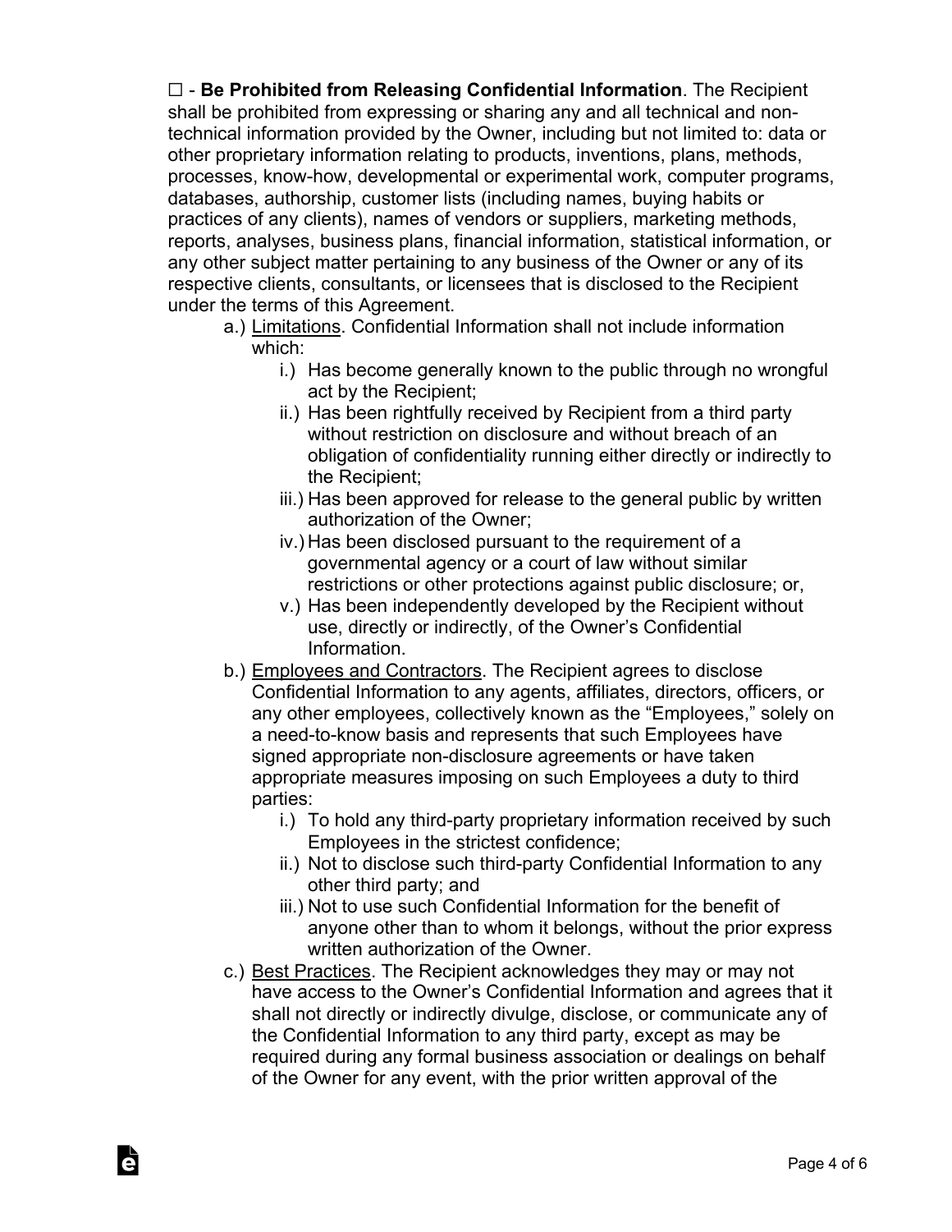☐ - **Be Prohibited from Releasing Confidential Information**. The Recipient shall be prohibited from expressing or sharing any and all technical and non-technical information provided by the Owner, including but not limited to: data or other proprietary information relating to products, inventions, plans, methods, processes, know-how, developmental or experimental work, computer programs, databases, authorship, customer lists (including names, buying habits or practices of any clients), names of vendors or suppliers, marketing methods, reports, analyses, business plans, financial information, statistical information, or any other subject matter pertaining to any business of the Owner or any of its respective clients, consultants, or licensees that is disclosed to the Recipient under the terms of this Agreement.

- a.) <u>Limitations</u>. Confidential Information shall not include information which:
  - i.) Has become generally known to the public through no wrongful act by the Recipient;
  - ii.) Has been rightfully received by Recipient from a third party without restriction on disclosure and without breach of an obligation of confidentiality running either directly or indirectly to the Recipient;
  - iii.) Has been approved for release to the general public by written authorization of the Owner;
  - iv.) Has been disclosed pursuant to the requirement of a governmental agency or a court of law without similar restrictions or other protections against public disclosure; or,
  - v.) Has been independently developed by the Recipient without use, directly or indirectly, of the Owner's Confidential Information.
- b.) <u>Employees and Contractors</u>. The Recipient agrees to disclose Confidential Information to any agents, affiliates, directors, officers, or any other employees, collectively known as the "Employees," solely on a need-to-know basis and represents that such Employees have signed appropriate non-disclosure agreements or have taken appropriate measures imposing on such Employees a duty to third parties:
  - i.) To hold any third-party proprietary information received by such Employees in the strictest confidence;
  - ii.) Not to disclose such third-party Confidential Information to any other third party; and
  - iii.) Not to use such Confidential Information for the benefit of anyone other than to whom it belongs, without the prior express written authorization of the Owner.
- c.) <u>Best Practices</u>. The Recipient acknowledges they may or may not have access to the Owner's Confidential Information and agrees that it shall not directly or indirectly divulge, disclose, or communicate any of the Confidential Information to any third party, except as may be required during any formal business association or dealings on behalf of the Owner for any event, with the prior written approval of the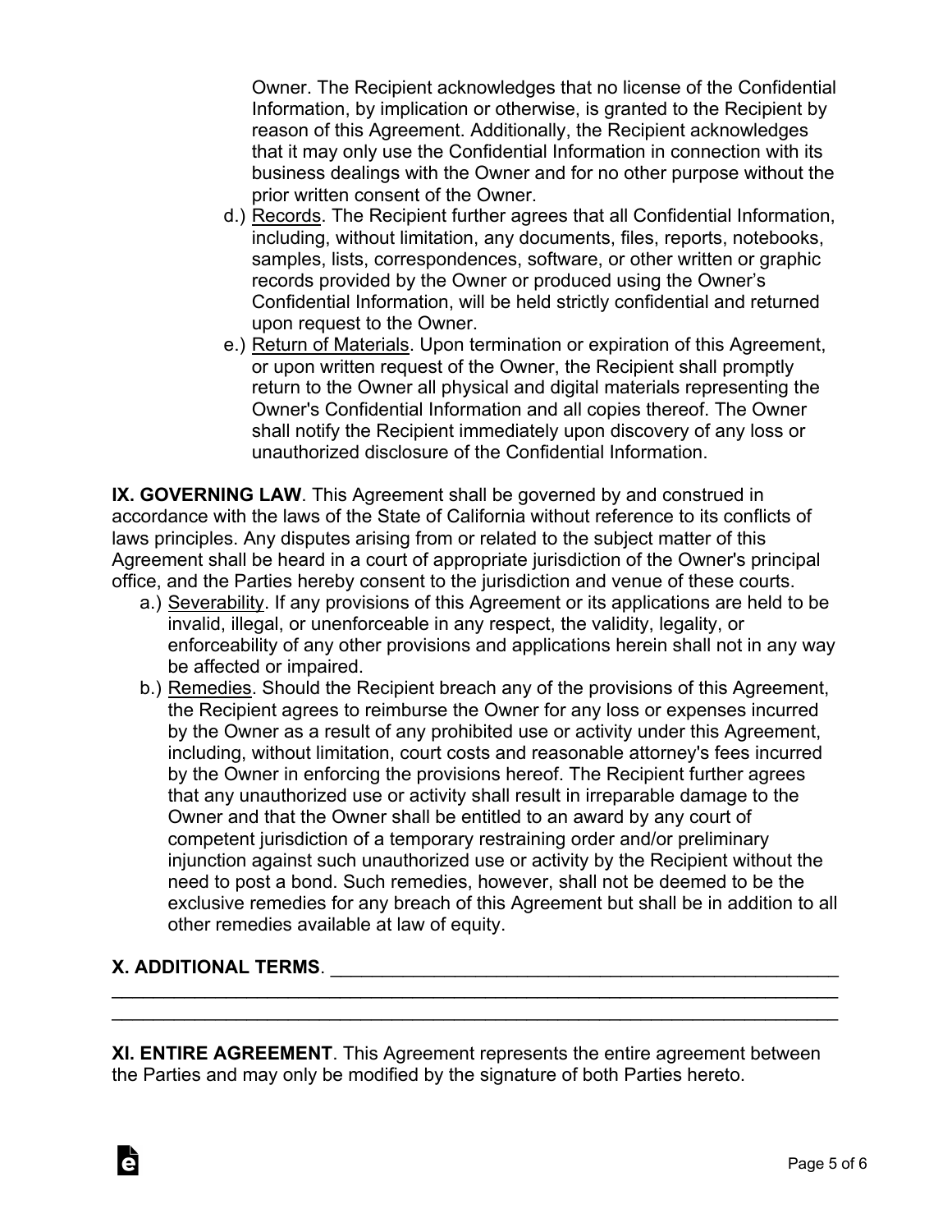Owner. The Recipient acknowledges that no license of the Confidential Information, by implication or otherwise, is granted to the Recipient by reason of this Agreement. Additionally, the Recipient acknowledges that it may only use the Confidential Information in connection with its business dealings with the Owner and for no other purpose without the prior written consent of the Owner.

d.) Records. The Recipient further agrees that all Confidential Information, including, without limitation, any documents, files, reports, notebooks, samples, lists, correspondences, software, or other written or graphic records provided by the Owner or produced using the Owner's Confidential Information, will be held strictly confidential and returned upon request to the Owner.

e.) Return of Materials. Upon termination or expiration of this Agreement, or upon written request of the Owner, the Recipient shall promptly return to the Owner all physical and digital materials representing the Owner's Confidential Information and all copies thereof. The Owner shall notify the Recipient immediately upon discovery of any loss or unauthorized disclosure of the Confidential Information.

**IX. GOVERNING LAW**. This Agreement shall be governed by and construed in accordance with the laws of the State of California without reference to its conflicts of laws principles. Any disputes arising from or related to the subject matter of this Agreement shall be heard in a court of appropriate jurisdiction of the Owner's principal office, and the Parties hereby consent to the jurisdiction and venue of these courts.

a.) Severability. If any provisions of this Agreement or its applications are held to be invalid, illegal, or unenforceable in any respect, the validity, legality, or enforceability of any other provisions and applications herein shall not in any way be affected or impaired.

b.) Remedies. Should the Recipient breach any of the provisions of this Agreement, the Recipient agrees to reimburse the Owner for any loss or expenses incurred by the Owner as a result of any prohibited use or activity under this Agreement, including, without limitation, court costs and reasonable attorney's fees incurred by the Owner in enforcing the provisions hereof. The Recipient further agrees that any unauthorized use or activity shall result in irreparable damage to the Owner and that the Owner shall be entitled to an award by any court of competent jurisdiction of a temporary restraining order and/or preliminary injunction against such unauthorized use or activity by the Recipient without the need to post a bond. Such remedies, however, shall not be deemed to be the exclusive remedies for any breach of this Agreement but shall be in addition to all other remedies available at law of equity.

**X. ADDITIONAL TERMS**. ____________________________________________
________________________________________________________________
________________________________________________________________

**XI. ENTIRE AGREEMENT**. This Agreement represents the entire agreement between the Parties and may only be modified by the signature of both Parties hereto.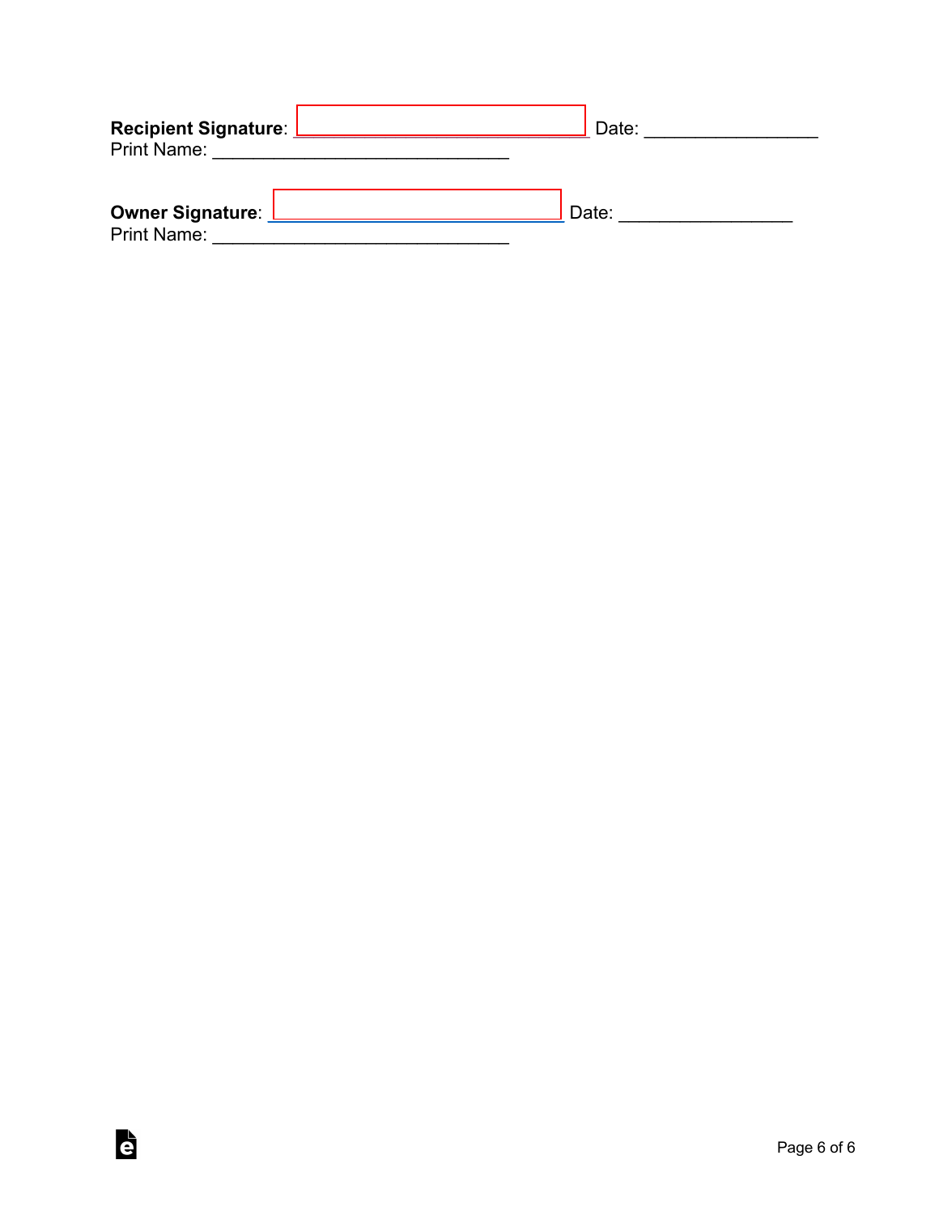**Recipient Signature**: ______________________________ Date: _________________
Print Name: ______________________________

**Owner Signature**: ______________________________ Date: _________________
Print Name: ______________________________